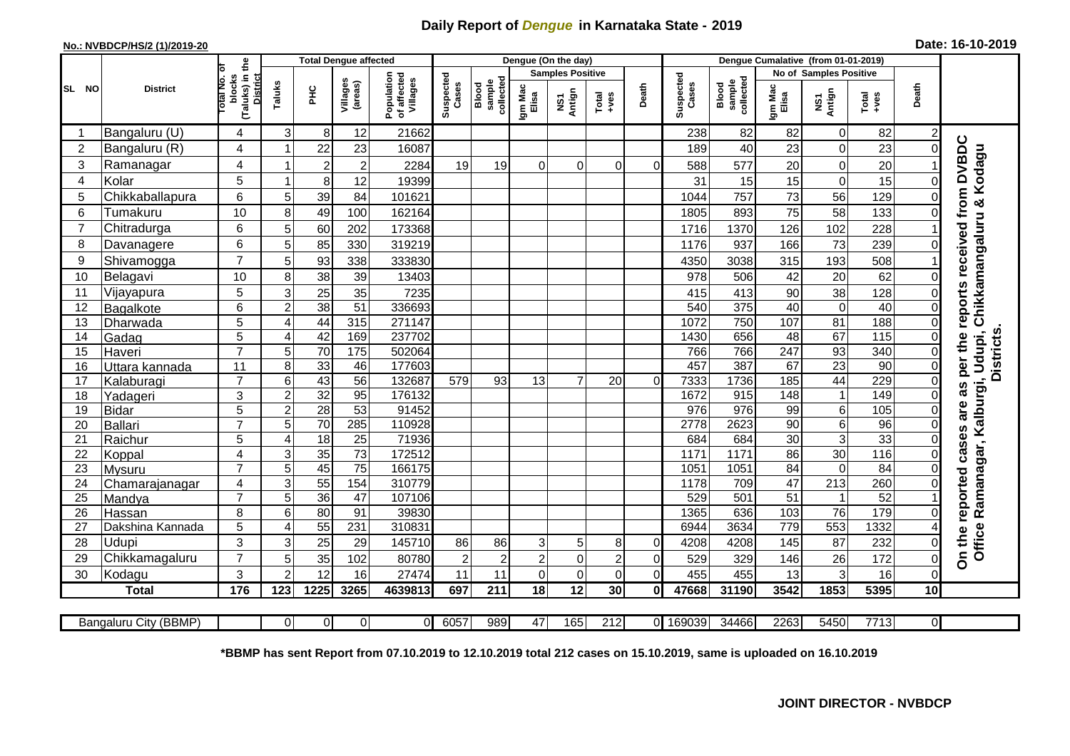# Daily Report of *Dengue* in Karnataka State - 2019

**No.: NVBDCP/HS/2 (1)/2019-20**

**Date: 16-10-2019**

| SL NO | District | Total No. of blocks (Taluks) in the District | Total Dengue affected | | | | Dengue (On the day) | | | | | | Dengue Cumalative (from 01-01-2019) | | | | | | |
|---|---|---|---|---|---|---|---|---|---|---|---|---|---|---|---|---|---|---|---|
| | | | Taluks | PHC | Villages (areas) | Population of affected Villages | Suspected Cases | Blood sample collected | Samples Positive | | | Death | Suspected Cases | Blood sample collected | No of Samples Positive | | | Death | |
| | | | | | | | | | Igm Mac Elisa | NS1 Antign | Total +ves | | | | Igm Mac Elisa | NS1 Antign | Total +ves | | |
| 1 | Bangaluru (U) | 4 | 3 | 8 | 12 | 21662 | | | | | | | 238 | 82 | 82 | 0 | 82 | 2 | On the reported cases are as per the reports received from DVBDC Office Ramanagar, Kalburgi, Udupi, Chikkamangaluru & Kodagu Districts. |
| 2 | Bangaluru (R) | 4 | 1 | 22 | 23 | 16087 | | | | | | | 189 | 40 | 23 | 0 | 23 | 0 | |
| 3 | Ramanagar | 4 | 1 | 2 | 2 | 2284 | 19 | 19 | 0 | 0 | 0 | 0 | 588 | 577 | 20 | 0 | 20 | 1 | |
| 4 | Kolar | 5 | 1 | 8 | 12 | 19399 | | | | | | | 31 | 15 | 15 | 0 | 15 | 0 | |
| 5 | Chikkaballapura | 6 | 5 | 39 | 84 | 101621 | | | | | | | 1044 | 757 | 73 | 56 | 129 | 0 | |
| 6 | Tumakuru | 10 | 8 | 49 | 100 | 162164 | | | | | | | 1805 | 893 | 75 | 58 | 133 | 0 | |
| 7 | Chitradurga | 6 | 5 | 60 | 202 | 173368 | | | | | | | 1716 | 1370 | 126 | 102 | 228 | 1 | |
| 8 | Davanagere | 6 | 5 | 85 | 330 | 319219 | | | | | | | 1176 | 937 | 166 | 73 | 239 | 0 | |
| 9 | Shivamogga | 7 | 5 | 93 | 338 | 333830 | | | | | | | 4350 | 3038 | 315 | 193 | 508 | 1 | |
| 10 | Belagavi | 10 | 8 | 38 | 39 | 13403 | | | | | | | 978 | 506 | 42 | 20 | 62 | 0 | |
| 11 | Vijayapura | 5 | 3 | 25 | 35 | 7235 | | | | | | | 415 | 413 | 90 | 38 | 128 | 0 | |
| 12 | Bagalkote | 6 | 2 | 38 | 51 | 336693 | | | | | | | 540 | 375 | 40 | 0 | 40 | 0 | |
| 13 | Dharwada | 5 | 4 | 44 | 315 | 271147 | | | | | | | 1072 | 750 | 107 | 81 | 188 | 0 | |
| 14 | Gadag | 5 | 4 | 42 | 169 | 237702 | | | | | | | 1430 | 656 | 48 | 67 | 115 | 0 | |
| 15 | Haveri | 7 | 5 | 70 | 175 | 502064 | | | | | | | 766 | 766 | 247 | 93 | 340 | 0 | |
| 16 | Uttara kannada | 11 | 8 | 33 | 46 | 177603 | | | | | | | 457 | 387 | 67 | 23 | 90 | 0 | |
| 17 | Kalaburagi | 7 | 6 | 43 | 56 | 132687 | 579 | 93 | 13 | 7 | 20 | 0 | 7333 | 1736 | 185 | 44 | 229 | 0 | |
| 18 | Yadageri | 3 | 2 | 32 | 95 | 176132 | | | | | | | 1672 | 915 | 148 | 1 | 149 | 0 | |
| 19 | Bidar | 5 | 2 | 28 | 53 | 91452 | | | | | | | 976 | 976 | 99 | 6 | 105 | 0 | |
| 20 | Ballari | 7 | 5 | 70 | 285 | 110928 | | | | | | | 2778 | 2623 | 90 | 6 | 96 | 0 | |
| 21 | Raichur | 5 | 4 | 18 | 25 | 71936 | | | | | | | 684 | 684 | 30 | 3 | 33 | 0 | |
| 22 | Koppal | 4 | 3 | 35 | 73 | 172512 | | | | | | | 1171 | 1171 | 86 | 30 | 116 | 0 | |
| 23 | Mysuru | 7 | 5 | 45 | 75 | 166175 | | | | | | | 1051 | 1051 | 84 | 0 | 84 | 0 | |
| 24 | Chamarajanagar | 4 | 3 | 55 | 154 | 310779 | | | | | | | 1178 | 709 | 47 | 213 | 260 | 0 | |
| 25 | Mandya | 7 | 5 | 36 | 47 | 107106 | | | | | | | 529 | 501 | 51 | 1 | 52 | 1 | |
| 26 | Hassan | 8 | 6 | 80 | 91 | 39830 | | | | | | | 1365 | 636 | 103 | 76 | 179 | 0 | |
| 27 | Dakshina Kannada | 5 | 4 | 55 | 231 | 310831 | | | | | | | 6944 | 3634 | 779 | 553 | 1332 | 4 | |
| 28 | Udupi | 3 | 3 | 25 | 29 | 145710 | 86 | 86 | 3 | 5 | 8 | 0 | 4208 | 4208 | 145 | 87 | 232 | 0 | |
| 29 | Chikkamagaluru | 7 | 5 | 35 | 102 | 80780 | 2 | 2 | 2 | 0 | 2 | 0 | 529 | 329 | 146 | 26 | 172 | 0 | |
| 30 | Kodagu | 3 | 2 | 12 | 16 | 27474 | 11 | 11 | 0 | 0 | 0 | 0 | 455 | 455 | 13 | 3 | 16 | 0 | |
| | **Total** | **176** | **123** | **1225** | **3265** | **4639813** | **697** | **211** | **18** | **12** | **30** | **0** | **47668** | **31190** | **3542** | **1853** | **5395** | **10** | |
| | Bangaluru City (BBMP) | | 0 | 0 | 0 | 0 | 6057 | 989 | 47 | 165 | 212 | 0 | 169039 | 34466 | 2263 | 5450 | 7713 | 0 | |

**\*BBMP has sent Report from 07.10.2019 to 12.10.2019 total 212 cases on 15.10.2019, same is uploaded on 16.10.2019**

**JOINT DIRECTOR - NVBDCP**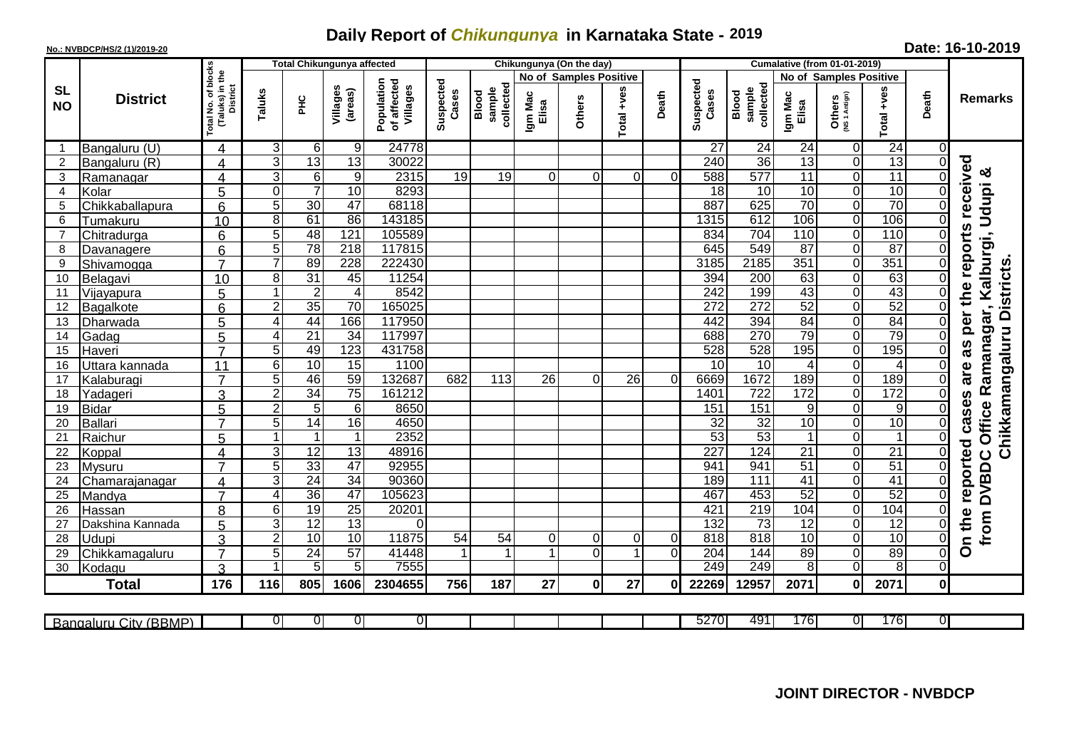# Daily Report of *Chikungunya* in Karnataka State - 2019

**No.: NVBDCP/HS/2 (1)/2019-20**

**Date: 16-10-2019**

| SL NO | District | Total No. of blocks (Taluks) in the District | Total Chikungunya affected | | | | Chikungunya (On the day) | | | | | | | Cumalative (from 01-01-2019) | | | | | | | Remarks |
|---|---|---|---|---|---|---|---|---|---|---|---|---|---|---|---|---|---|---|---|---|---|
| | | | Taluks | PHC | Villages (areas) | Population of affected Villages | Suspected Cases | Blood sample collected | No of Samples Positive | | | | Suspected Cases | Blood sample collected | No of Samples Positive | | | | | |
| | | | | | | | | | Igm Mac Elisa | Others | Total +ves | Death | | | Igm Mac Elisa | Others (NS1 Antign) | Total +ves | Death | |
| 1 | Bangaluru (U) | 4 | 3 | 6 | 9 | 24778 | | | | | | | 27 | 24 | 24 | 0 | 24 | 0 | On the reported cases are as per the reports received from DVBDC Office Ramanagar, Kalburgi, Udupi & Chikkamangaluru Districts. |
| 2 | Bangaluru (R) | 4 | 3 | 13 | 13 | 30022 | | | | | | | 240 | 36 | 13 | 0 | 13 | 0 | |
| 3 | Ramanagar | 4 | 3 | 6 | 9 | 2315 | 19 | 19 | 0 | 0 | 0 | 0 | 588 | 577 | 11 | 0 | 11 | 0 | |
| 4 | Kolar | 5 | 0 | 7 | 10 | 8293 | | | | | | | 18 | 10 | 10 | 0 | 10 | 0 | |
| 5 | Chikkaballapura | 6 | 5 | 30 | 47 | 68118 | | | | | | | 887 | 625 | 70 | 0 | 70 | 0 | |
| 6 | Tumakuru | 10 | 8 | 61 | 86 | 143185 | | | | | | | 1315 | 612 | 106 | 0 | 106 | 0 | |
| 7 | Chitradurga | 6 | 5 | 48 | 121 | 105589 | | | | | | | 834 | 704 | 110 | 0 | 110 | 0 | |
| 8 | Davanagere | 6 | 5 | 78 | 218 | 117815 | | | | | | | 645 | 549 | 87 | 0 | 87 | 0 | |
| 9 | Shivamogga | 7 | 7 | 89 | 228 | 222430 | | | | | | | 3185 | 2185 | 351 | 0 | 351 | 0 | |
| 10 | Belagavi | 10 | 8 | 31 | 45 | 11254 | | | | | | | 394 | 200 | 63 | 0 | 63 | 0 | |
| 11 | Vijayapura | 5 | 1 | 2 | 4 | 8542 | | | | | | | 242 | 199 | 43 | 0 | 43 | 0 | |
| 12 | Bagalkote | 6 | 2 | 35 | 70 | 165025 | | | | | | | 272 | 272 | 52 | 0 | 52 | 0 | |
| 13 | Dharwada | 5 | 4 | 44 | 166 | 117950 | | | | | | | 442 | 394 | 84 | 0 | 84 | 0 | |
| 14 | Gadag | 5 | 4 | 21 | 34 | 117997 | | | | | | | 688 | 270 | 79 | 0 | 79 | 0 | |
| 15 | Haveri | 7 | 5 | 49 | 123 | 431758 | | | | | | | 528 | 528 | 195 | 0 | 195 | 0 | |
| 16 | Uttara kannada | 11 | 6 | 10 | 15 | 1100 | | | | | | | 10 | 10 | 4 | 0 | 4 | 0 | |
| 17 | Kalaburagi | 7 | 5 | 46 | 59 | 132687 | 682 | 113 | 26 | 0 | 26 | 0 | 6669 | 1672 | 189 | 0 | 189 | 0 | |
| 18 | Yadageri | 3 | 2 | 34 | 75 | 161212 | | | | | | | 1401 | 722 | 172 | 0 | 172 | 0 | |
| 19 | Bidar | 5 | 2 | 5 | 6 | 8650 | | | | | | | 151 | 151 | 9 | 0 | 9 | 0 | |
| 20 | Ballari | 7 | 5 | 14 | 16 | 4650 | | | | | | | 32 | 32 | 10 | 0 | 10 | 0 | |
| 21 | Raichur | 5 | 1 | 1 | 1 | 2352 | | | | | | | 53 | 53 | 1 | 0 | 1 | 0 | |
| 22 | Koppal | 4 | 3 | 12 | 13 | 48916 | | | | | | | 227 | 124 | 21 | 0 | 21 | 0 | |
| 23 | Mysuru | 7 | 5 | 33 | 47 | 92955 | | | | | | | 941 | 941 | 51 | 0 | 51 | 0 | |
| 24 | Chamarajanagar | 4 | 3 | 24 | 34 | 90360 | | | | | | | 189 | 111 | 41 | 0 | 41 | 0 | |
| 25 | Mandya | 7 | 4 | 36 | 47 | 105623 | | | | | | | 467 | 453 | 52 | 0 | 52 | 0 | |
| 26 | Hassan | 8 | 6 | 19 | 25 | 20201 | | | | | | | 421 | 219 | 104 | 0 | 104 | 0 | |
| 27 | Dakshina Kannada | 5 | 3 | 12 | 13 | 0 | | | | | | | 132 | 73 | 12 | 0 | 12 | 0 | |
| 28 | Udupi | 3 | 2 | 10 | 10 | 11875 | 54 | 54 | 0 | 0 | 0 | 0 | 818 | 818 | 10 | 0 | 10 | 0 | |
| 29 | Chikkamagaluru | 7 | 5 | 24 | 57 | 41448 | 1 | 1 | 1 | 0 | 1 | 0 | 204 | 144 | 89 | 0 | 89 | 0 | |
| 30 | Kodagu | 3 | 1 | 5 | 5 | 7555 | | | | | | | 249 | 249 | 8 | 0 | 8 | 0 | |
| **Total** | | **176** | **116** | **805** | **1606** | **2304655** | **756** | **187** | **27** | **0** | **27** | **0** | **22269** | **12957** | **2071** | **0** | **2071** | **0** | |

| | | | | | | | | | | | | | | | | | | |
|---|---|---|---|---|---|---|---|---|---|---|---|---|---|---|---|---|---|---|
| Bangaluru City (BBMP) | | 0 | 0 | 0 | 0 | | | | | | | 5270 | 491 | 176 | 0 | 176 | 0 | |

**JOINT DIRECTOR - NVBDCP**